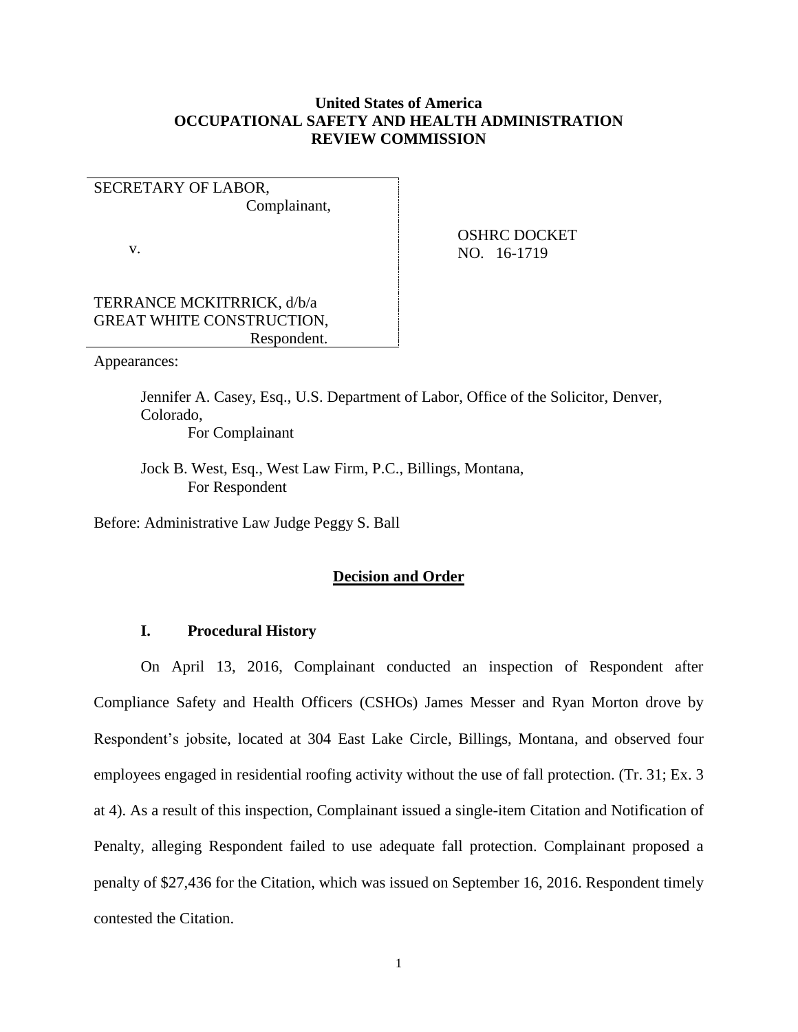**United States of America**
**OCCUPATIONAL SAFETY AND HEALTH ADMINISTRATION**
**REVIEW COMMISSION**

| | |
|---|---|
| SECRETARY OF LABOR, Complainant, | OSHRC DOCKET NO. 16-1719 |
| v. | |
| TERRANCE MCKITRRICK, d/b/a GREAT WHITE CONSTRUCTION, Respondent. | |

Appearances:

Jennifer A. Casey, Esq., U.S. Department of Labor, Office of the Solicitor, Denver, Colorado,
For Complainant

Jock B. West, Esq., West Law Firm, P.C., Billings, Montana,
For Respondent

Before: Administrative Law Judge Peggy S. Ball

## Decision and Order

### I. Procedural History

On April 13, 2016, Complainant conducted an inspection of Respondent after Compliance Safety and Health Officers (CSHOs) James Messer and Ryan Morton drove by Respondent's jobsite, located at 304 East Lake Circle, Billings, Montana, and observed four employees engaged in residential roofing activity without the use of fall protection. (Tr. 31; Ex. 3 at 4). As a result of this inspection, Complainant issued a single-item Citation and Notification of Penalty, alleging Respondent failed to use adequate fall protection. Complainant proposed a penalty of $27,436 for the Citation, which was issued on September 16, 2016. Respondent timely contested the Citation.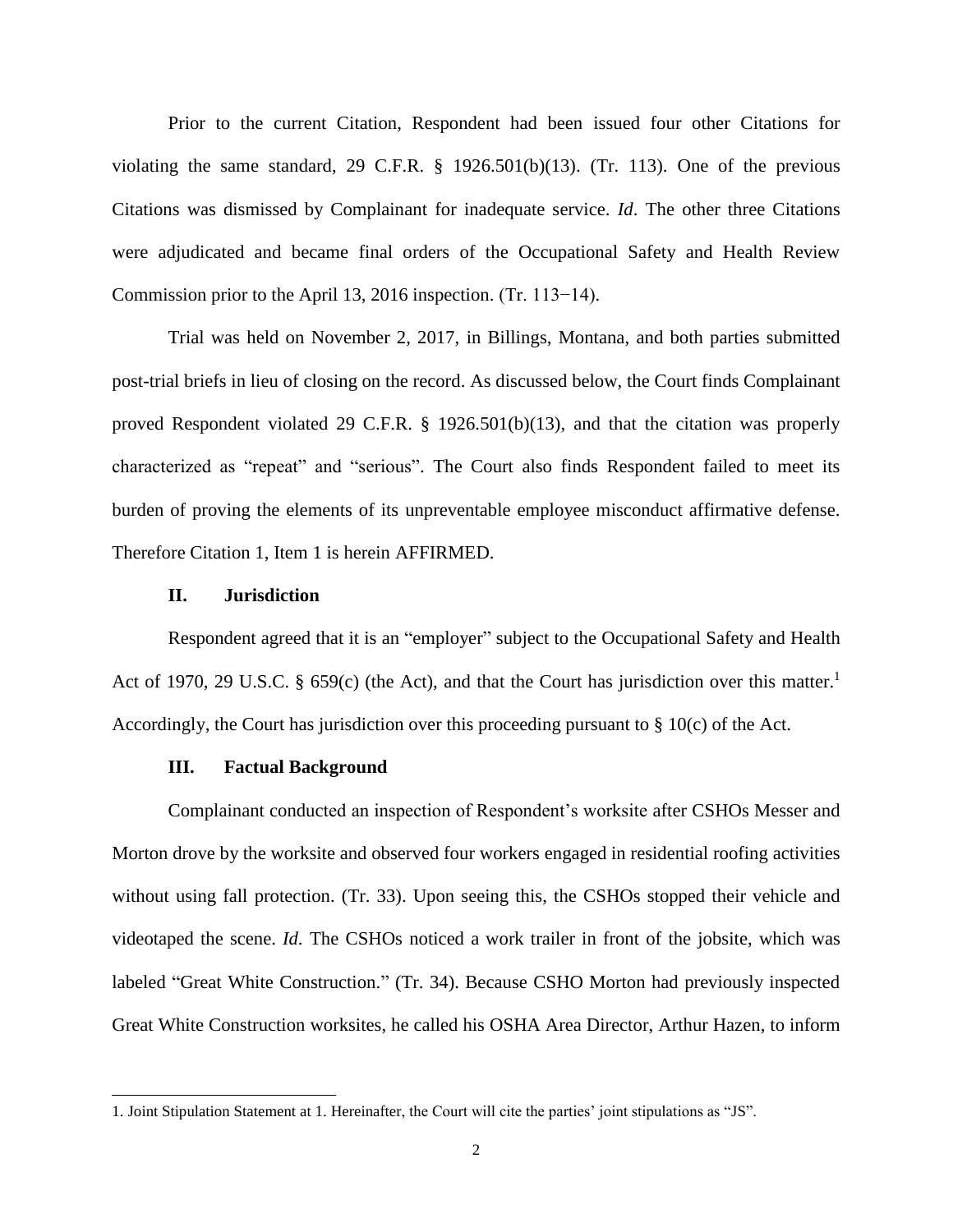Prior to the current Citation, Respondent had been issued four other Citations for violating the same standard, 29 C.F.R. § 1926.501(b)(13). (Tr. 113). One of the previous Citations was dismissed by Complainant for inadequate service. *Id*. The other three Citations were adjudicated and became final orders of the Occupational Safety and Health Review Commission prior to the April 13, 2016 inspection. (Tr. 113−14).

Trial was held on November 2, 2017, in Billings, Montana, and both parties submitted post-trial briefs in lieu of closing on the record. As discussed below, the Court finds Complainant proved Respondent violated 29 C.F.R. § 1926.501(b)(13), and that the citation was properly characterized as "repeat" and "serious". The Court also finds Respondent failed to meet its burden of proving the elements of its unpreventable employee misconduct affirmative defense. Therefore Citation 1, Item 1 is herein AFFIRMED.

## II. Jurisdiction

Respondent agreed that it is an "employer" subject to the Occupational Safety and Health Act of 1970, 29 U.S.C. § 659(c) (the Act), and that the Court has jurisdiction over this matter.[1] Accordingly, the Court has jurisdiction over this proceeding pursuant to § 10(c) of the Act.

## III. Factual Background

Complainant conducted an inspection of Respondent's worksite after CSHOs Messer and Morton drove by the worksite and observed four workers engaged in residential roofing activities without using fall protection. (Tr. 33). Upon seeing this, the CSHOs stopped their vehicle and videotaped the scene. *Id*. The CSHOs noticed a work trailer in front of the jobsite, which was labeled "Great White Construction." (Tr. 34). Because CSHO Morton had previously inspected Great White Construction worksites, he called his OSHA Area Director, Arthur Hazen, to inform

---

1. Joint Stipulation Statement at 1. Hereinafter, the Court will cite the parties' joint stipulations as "JS".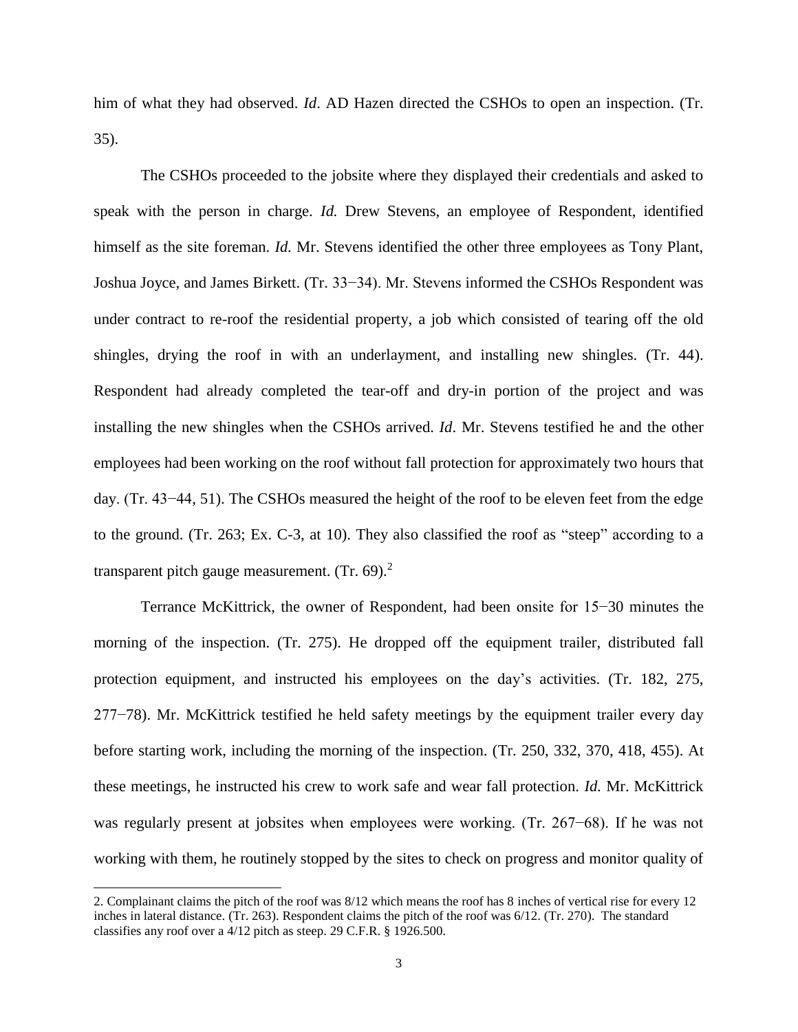him of what they had observed. *Id*. AD Hazen directed the CSHOs to open an inspection. (Tr. 35).

The CSHOs proceeded to the jobsite where they displayed their credentials and asked to speak with the person in charge. *Id.* Drew Stevens, an employee of Respondent, identified himself as the site foreman. *Id.* Mr. Stevens identified the other three employees as Tony Plant, Joshua Joyce, and James Birkett. (Tr. 33−34). Mr. Stevens informed the CSHOs Respondent was under contract to re-roof the residential property, a job which consisted of tearing off the old shingles, drying the roof in with an underlayment, and installing new shingles. (Tr. 44). Respondent had already completed the tear-off and dry-in portion of the project and was installing the new shingles when the CSHOs arrived. *Id*. Mr. Stevens testified he and the other employees had been working on the roof without fall protection for approximately two hours that day. (Tr. 43−44, 51). The CSHOs measured the height of the roof to be eleven feet from the edge to the ground. (Tr. 263; Ex. C-3, at 10). They also classified the roof as "steep" according to a transparent pitch gauge measurement. (Tr. 69).[2]

Terrance McKittrick, the owner of Respondent, had been onsite for 15−30 minutes the morning of the inspection. (Tr. 275). He dropped off the equipment trailer, distributed fall protection equipment, and instructed his employees on the day's activities. (Tr. 182, 275, 277−78). Mr. McKittrick testified he held safety meetings by the equipment trailer every day before starting work, including the morning of the inspection. (Tr. 250, 332, 370, 418, 455). At these meetings, he instructed his crew to work safe and wear fall protection. *Id.* Mr. McKittrick was regularly present at jobsites when employees were working. (Tr. 267−68). If he was not working with them, he routinely stopped by the sites to check on progress and monitor quality of

2. Complainant claims the pitch of the roof was 8/12 which means the roof has 8 inches of vertical rise for every 12 inches in lateral distance. (Tr. 263). Respondent claims the pitch of the roof was 6/12. (Tr. 270). The standard classifies any roof over a 4/12 pitch as steep. 29 C.F.R. § 1926.500.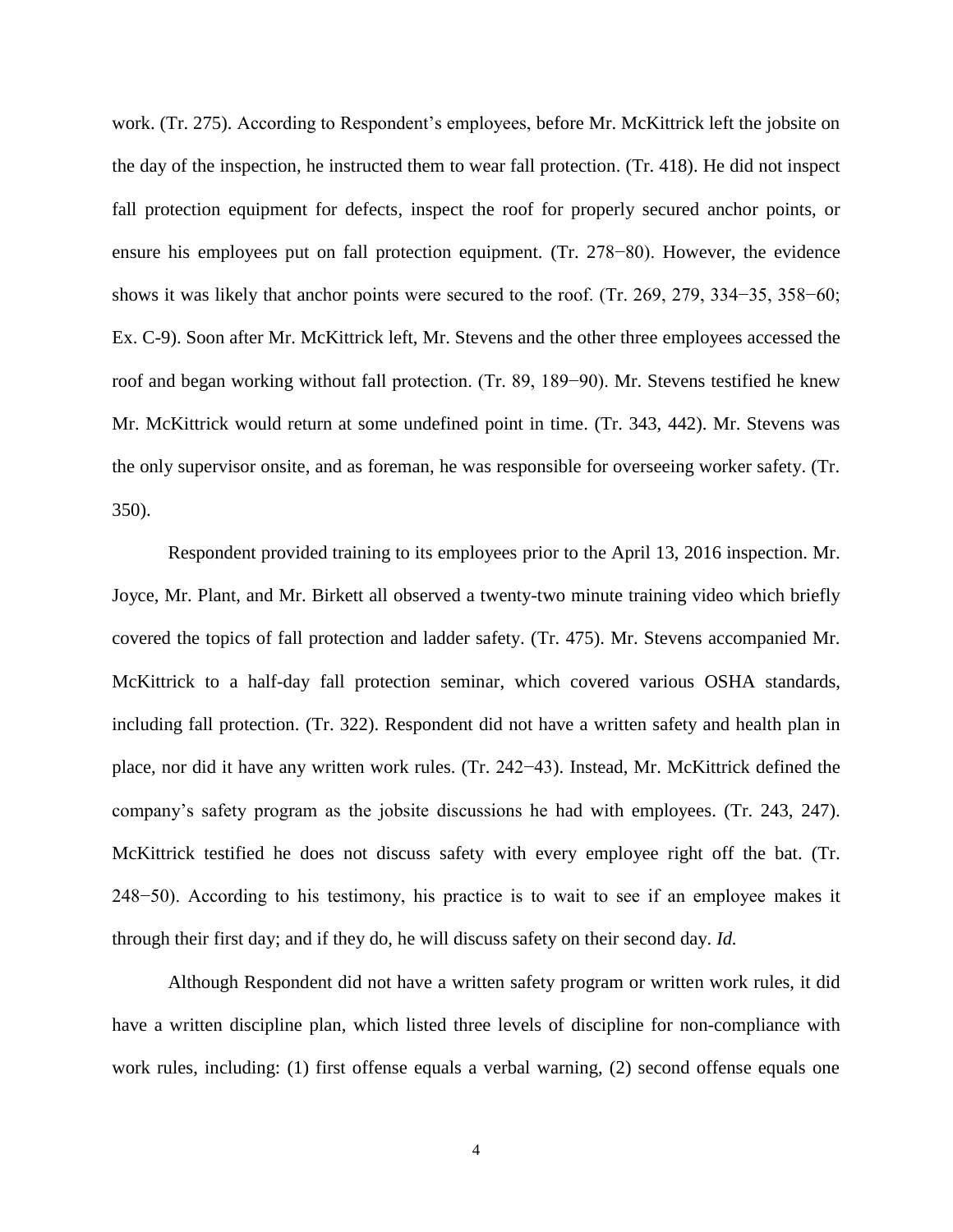work. (Tr. 275). According to Respondent's employees, before Mr. McKittrick left the jobsite on the day of the inspection, he instructed them to wear fall protection. (Tr. 418). He did not inspect fall protection equipment for defects, inspect the roof for properly secured anchor points, or ensure his employees put on fall protection equipment. (Tr. 278−80). However, the evidence shows it was likely that anchor points were secured to the roof. (Tr. 269, 279, 334−35, 358−60; Ex. C-9). Soon after Mr. McKittrick left, Mr. Stevens and the other three employees accessed the roof and began working without fall protection. (Tr. 89, 189−90). Mr. Stevens testified he knew Mr. McKittrick would return at some undefined point in time. (Tr. 343, 442). Mr. Stevens was the only supervisor onsite, and as foreman, he was responsible for overseeing worker safety. (Tr. 350).

Respondent provided training to its employees prior to the April 13, 2016 inspection. Mr. Joyce, Mr. Plant, and Mr. Birkett all observed a twenty-two minute training video which briefly covered the topics of fall protection and ladder safety. (Tr. 475). Mr. Stevens accompanied Mr. McKittrick to a half-day fall protection seminar, which covered various OSHA standards, including fall protection. (Tr. 322). Respondent did not have a written safety and health plan in place, nor did it have any written work rules. (Tr. 242−43). Instead, Mr. McKittrick defined the company's safety program as the jobsite discussions he had with employees. (Tr. 243, 247). McKittrick testified he does not discuss safety with every employee right off the bat. (Tr. 248−50). According to his testimony, his practice is to wait to see if an employee makes it through their first day; and if they do, he will discuss safety on their second day. *Id.*

Although Respondent did not have a written safety program or written work rules, it did have a written discipline plan, which listed three levels of discipline for non-compliance with work rules, including: (1) first offense equals a verbal warning, (2) second offense equals one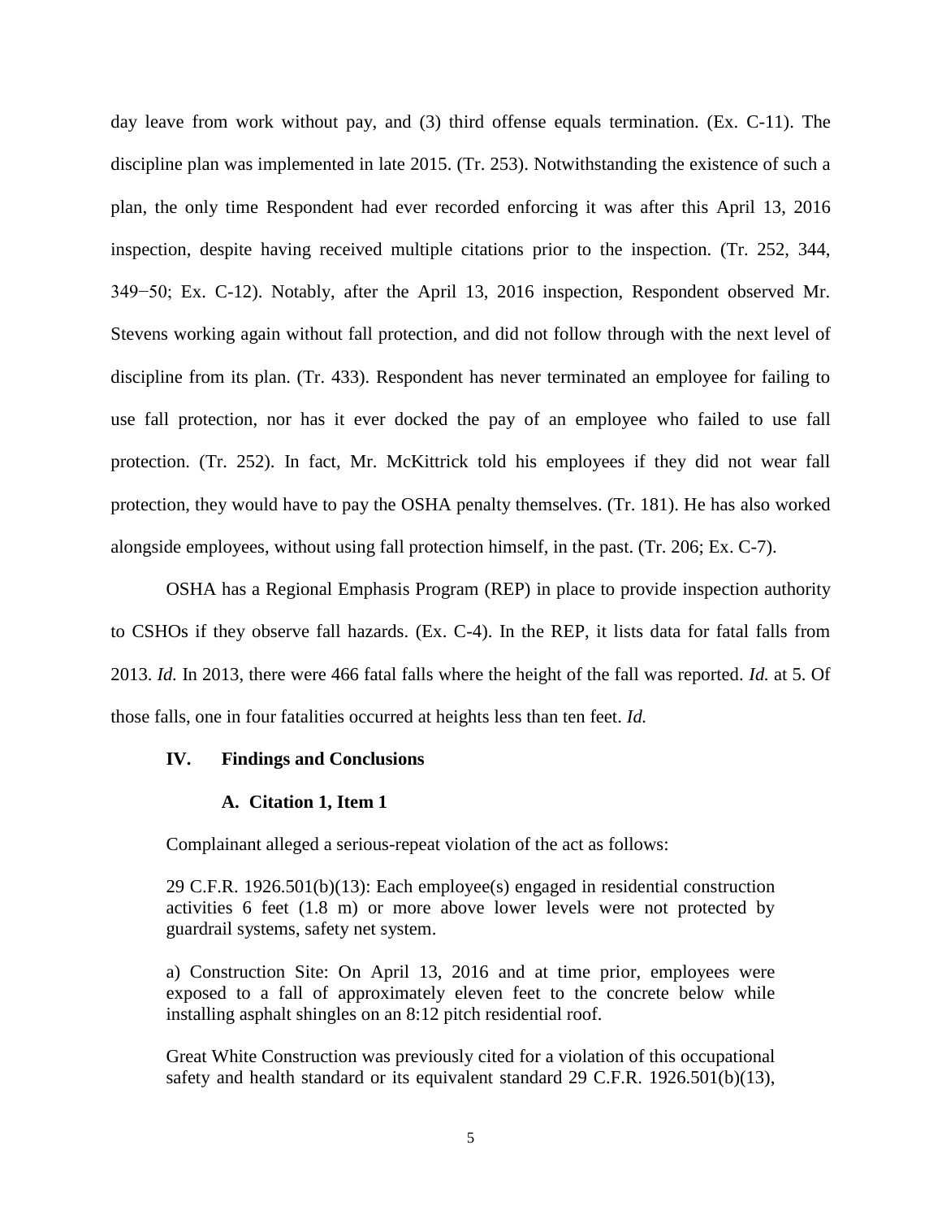day leave from work without pay, and (3) third offense equals termination. (Ex. C-11). The discipline plan was implemented in late 2015. (Tr. 253). Notwithstanding the existence of such a plan, the only time Respondent had ever recorded enforcing it was after this April 13, 2016 inspection, despite having received multiple citations prior to the inspection. (Tr. 252, 344, 349−50; Ex. C-12). Notably, after the April 13, 2016 inspection, Respondent observed Mr. Stevens working again without fall protection, and did not follow through with the next level of discipline from its plan. (Tr. 433). Respondent has never terminated an employee for failing to use fall protection, nor has it ever docked the pay of an employee who failed to use fall protection. (Tr. 252). In fact, Mr. McKittrick told his employees if they did not wear fall protection, they would have to pay the OSHA penalty themselves. (Tr. 181). He has also worked alongside employees, without using fall protection himself, in the past. (Tr. 206; Ex. C-7).

OSHA has a Regional Emphasis Program (REP) in place to provide inspection authority to CSHOs if they observe fall hazards. (Ex. C-4). In the REP, it lists data for fatal falls from 2013. *Id.* In 2013, there were 466 fatal falls where the height of the fall was reported. *Id.* at 5. Of those falls, one in four fatalities occurred at heights less than ten feet. *Id.*

## IV. Findings and Conclusions

### A. Citation 1, Item 1

Complainant alleged a serious-repeat violation of the act as follows:

> 29 C.F.R. 1926.501(b)(13): Each employee(s) engaged in residential construction activities 6 feet (1.8 m) or more above lower levels were not protected by guardrail systems, safety net system.
>
> a) Construction Site: On April 13, 2016 and at time prior, employees were exposed to a fall of approximately eleven feet to the concrete below while installing asphalt shingles on an 8:12 pitch residential roof.
>
> Great White Construction was previously cited for a violation of this occupational safety and health standard or its equivalent standard 29 C.F.R. 1926.501(b)(13),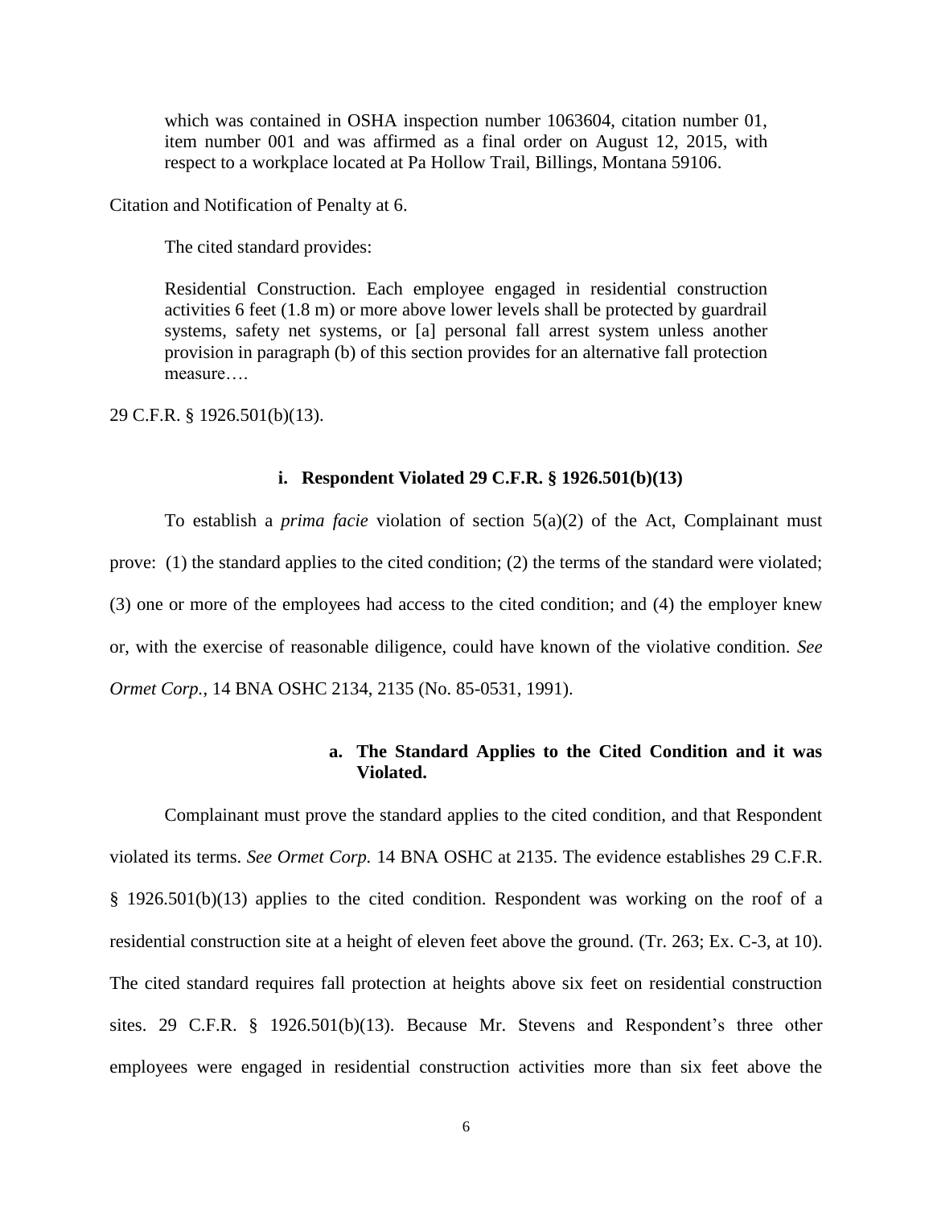> which was contained in OSHA inspection number 1063604, citation number 01, item number 001 and was affirmed as a final order on August 12, 2015, with respect to a workplace located at Pa Hollow Trail, Billings, Montana 59106.

Citation and Notification of Penalty at 6.

The cited standard provides:

> Residential Construction. Each employee engaged in residential construction activities 6 feet (1.8 m) or more above lower levels shall be protected by guardrail systems, safety net systems, or [a] personal fall arrest system unless another provision in paragraph (b) of this section provides for an alternative fall protection measure….

29 C.F.R. § 1926.501(b)(13).

#### i. Respondent Violated 29 C.F.R. § 1926.501(b)(13)

To establish a *prima facie* violation of section 5(a)(2) of the Act, Complainant must prove: (1) the standard applies to the cited condition; (2) the terms of the standard were violated; (3) one or more of the employees had access to the cited condition; and (4) the employer knew or, with the exercise of reasonable diligence, could have known of the violative condition. *See Ormet Corp.*, 14 BNA OSHC 2134, 2135 (No. 85-0531, 1991).

##### a. The Standard Applies to the Cited Condition and it was Violated.

Complainant must prove the standard applies to the cited condition, and that Respondent violated its terms. *See Ormet Corp.* 14 BNA OSHC at 2135. The evidence establishes 29 C.F.R. § 1926.501(b)(13) applies to the cited condition. Respondent was working on the roof of a residential construction site at a height of eleven feet above the ground. (Tr. 263; Ex. C-3, at 10). The cited standard requires fall protection at heights above six feet on residential construction sites. 29 C.F.R. § 1926.501(b)(13). Because Mr. Stevens and Respondent's three other employees were engaged in residential construction activities more than six feet above the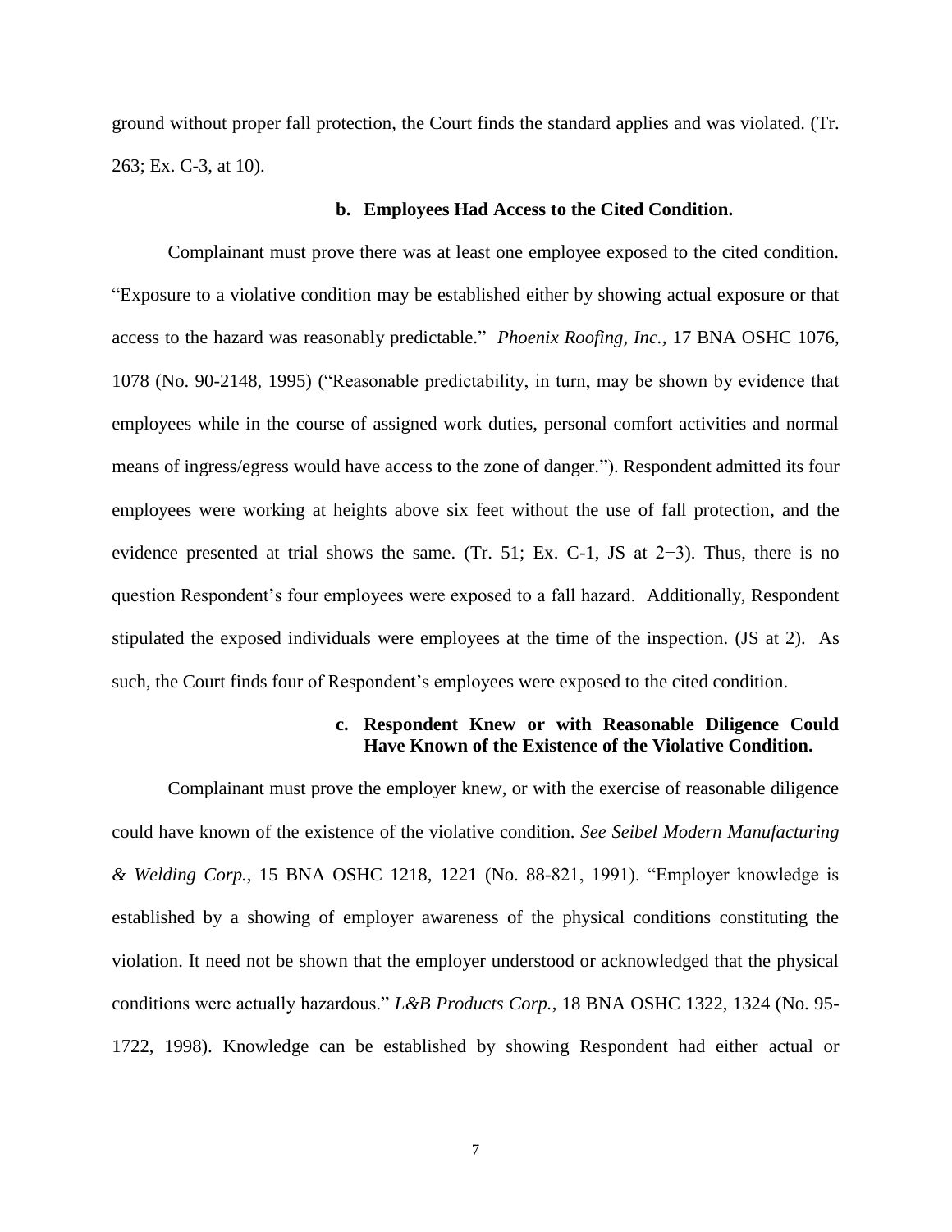ground without proper fall protection, the Court finds the standard applies and was violated. (Tr. 263; Ex. C-3, at 10).

#### b. Employees Had Access to the Cited Condition.

Complainant must prove there was at least one employee exposed to the cited condition. "Exposure to a violative condition may be established either by showing actual exposure or that access to the hazard was reasonably predictable." *Phoenix Roofing, Inc.*, 17 BNA OSHC 1076, 1078 (No. 90-2148, 1995) ("Reasonable predictability, in turn, may be shown by evidence that employees while in the course of assigned work duties, personal comfort activities and normal means of ingress/egress would have access to the zone of danger."). Respondent admitted its four employees were working at heights above six feet without the use of fall protection, and the evidence presented at trial shows the same. (Tr. 51; Ex. C-1, JS at 2−3). Thus, there is no question Respondent's four employees were exposed to a fall hazard. Additionally, Respondent stipulated the exposed individuals were employees at the time of the inspection. (JS at 2). As such, the Court finds four of Respondent's employees were exposed to the cited condition.

#### c. Respondent Knew or with Reasonable Diligence Could Have Known of the Existence of the Violative Condition.

Complainant must prove the employer knew, or with the exercise of reasonable diligence could have known of the existence of the violative condition. *See Seibel Modern Manufacturing & Welding Corp.*, 15 BNA OSHC 1218, 1221 (No. 88-821, 1991). "Employer knowledge is established by a showing of employer awareness of the physical conditions constituting the violation. It need not be shown that the employer understood or acknowledged that the physical conditions were actually hazardous." *L&B Products Corp.*, 18 BNA OSHC 1322, 1324 (No. 95-1722, 1998). Knowledge can be established by showing Respondent had either actual or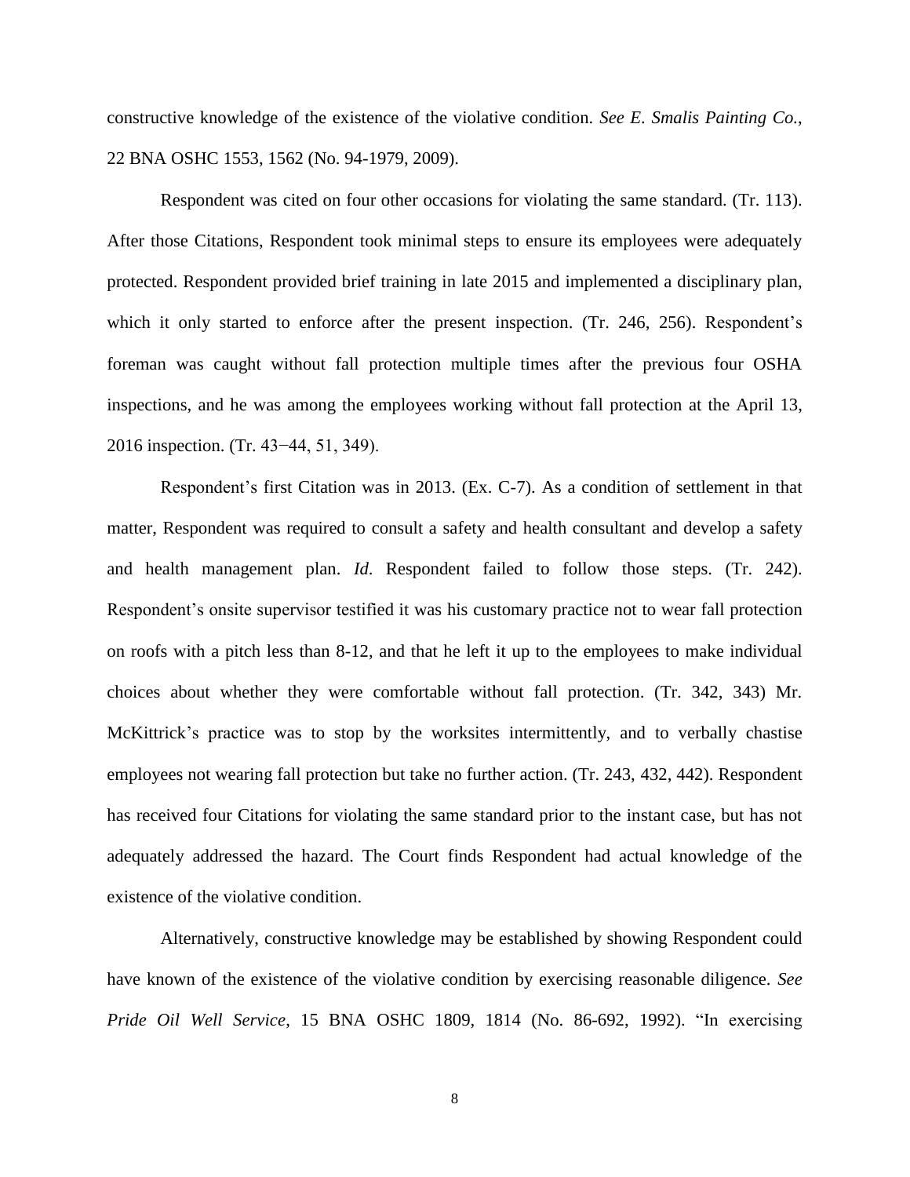constructive knowledge of the existence of the violative condition. *See E. Smalis Painting Co.*, 22 BNA OSHC 1553, 1562 (No. 94-1979, 2009).

Respondent was cited on four other occasions for violating the same standard. (Tr. 113). After those Citations, Respondent took minimal steps to ensure its employees were adequately protected. Respondent provided brief training in late 2015 and implemented a disciplinary plan, which it only started to enforce after the present inspection. (Tr. 246, 256). Respondent's foreman was caught without fall protection multiple times after the previous four OSHA inspections, and he was among the employees working without fall protection at the April 13, 2016 inspection. (Tr. 43−44, 51, 349).

Respondent's first Citation was in 2013. (Ex. C-7). As a condition of settlement in that matter, Respondent was required to consult a safety and health consultant and develop a safety and health management plan. *Id*. Respondent failed to follow those steps. (Tr. 242). Respondent's onsite supervisor testified it was his customary practice not to wear fall protection on roofs with a pitch less than 8-12, and that he left it up to the employees to make individual choices about whether they were comfortable without fall protection. (Tr. 342, 343) Mr. McKittrick's practice was to stop by the worksites intermittently, and to verbally chastise employees not wearing fall protection but take no further action. (Tr. 243, 432, 442). Respondent has received four Citations for violating the same standard prior to the instant case, but has not adequately addressed the hazard. The Court finds Respondent had actual knowledge of the existence of the violative condition.

Alternatively, constructive knowledge may be established by showing Respondent could have known of the existence of the violative condition by exercising reasonable diligence. *See Pride Oil Well Service*, 15 BNA OSHC 1809, 1814 (No. 86-692, 1992). "In exercising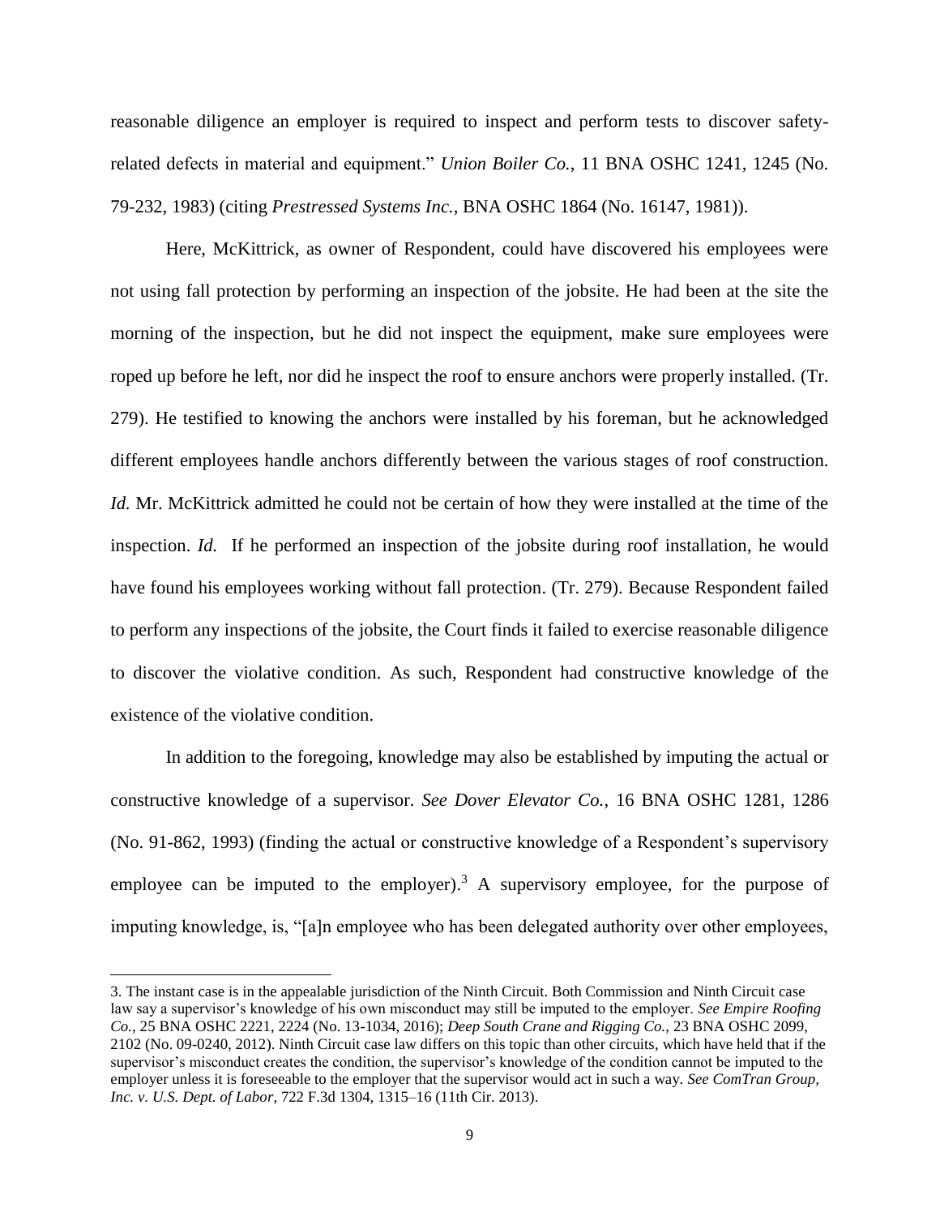reasonable diligence an employer is required to inspect and perform tests to discover safety-related defects in material and equipment." *Union Boiler Co.*, 11 BNA OSHC 1241, 1245 (No. 79-232, 1983) (citing *Prestressed Systems Inc.*, BNA OSHC 1864 (No. 16147, 1981)).

Here, McKittrick, as owner of Respondent, could have discovered his employees were not using fall protection by performing an inspection of the jobsite. He had been at the site the morning of the inspection, but he did not inspect the equipment, make sure employees were roped up before he left, nor did he inspect the roof to ensure anchors were properly installed. (Tr. 279). He testified to knowing the anchors were installed by his foreman, but he acknowledged different employees handle anchors differently between the various stages of roof construction. *Id.* Mr. McKittrick admitted he could not be certain of how they were installed at the time of the inspection. *Id.* If he performed an inspection of the jobsite during roof installation, he would have found his employees working without fall protection. (Tr. 279). Because Respondent failed to perform any inspections of the jobsite, the Court finds it failed to exercise reasonable diligence to discover the violative condition. As such, Respondent had constructive knowledge of the existence of the violative condition.

In addition to the foregoing, knowledge may also be established by imputing the actual or constructive knowledge of a supervisor. *See Dover Elevator Co.*, 16 BNA OSHC 1281, 1286 (No. 91-862, 1993) (finding the actual or constructive knowledge of a Respondent's supervisory employee can be imputed to the employer).[3] A supervisory employee, for the purpose of imputing knowledge, is, "[a]n employee who has been delegated authority over other employees,

---

3. The instant case is in the appealable jurisdiction of the Ninth Circuit. Both Commission and Ninth Circuit case law say a supervisor's knowledge of his own misconduct may still be imputed to the employer. *See Empire Roofing Co.*, 25 BNA OSHC 2221, 2224 (No. 13-1034, 2016); *Deep South Crane and Rigging Co.*, 23 BNA OSHC 2099, 2102 (No. 09-0240, 2012). Ninth Circuit case law differs on this topic than other circuits, which have held that if the supervisor's misconduct creates the condition, the supervisor's knowledge of the condition cannot be imputed to the employer unless it is foreseeable to the employer that the supervisor would act in such a way. *See ComTran Group, Inc. v. U.S. Dept. of Labor*, 722 F.3d 1304, 1315–16 (11th Cir. 2013).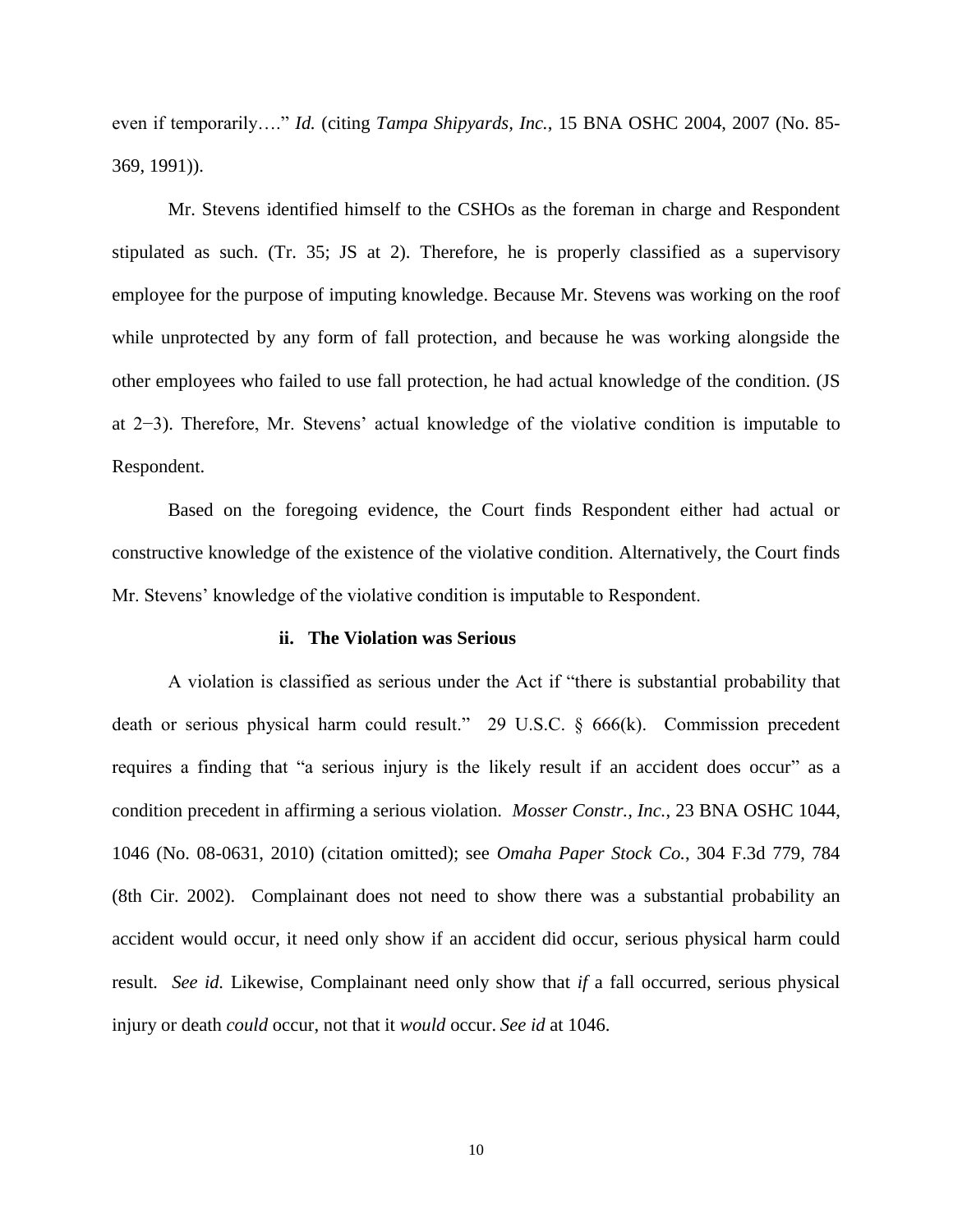even if temporarily…." *Id.* (citing *Tampa Shipyards, Inc.*, 15 BNA OSHC 2004, 2007 (No. 85-369, 1991)).

Mr. Stevens identified himself to the CSHOs as the foreman in charge and Respondent stipulated as such. (Tr. 35; JS at 2). Therefore, he is properly classified as a supervisory employee for the purpose of imputing knowledge. Because Mr. Stevens was working on the roof while unprotected by any form of fall protection, and because he was working alongside the other employees who failed to use fall protection, he had actual knowledge of the condition. (JS at 2−3). Therefore, Mr. Stevens' actual knowledge of the violative condition is imputable to Respondent.

Based on the foregoing evidence, the Court finds Respondent either had actual or constructive knowledge of the existence of the violative condition. Alternatively, the Court finds Mr. Stevens' knowledge of the violative condition is imputable to Respondent.

#### ii. The Violation was Serious

A violation is classified as serious under the Act if "there is substantial probability that death or serious physical harm could result." 29 U.S.C. § 666(k). Commission precedent requires a finding that "a serious injury is the likely result if an accident does occur" as a condition precedent in affirming a serious violation. *Mosser Constr., Inc.*, 23 BNA OSHC 1044, 1046 (No. 08-0631, 2010) (citation omitted); see *Omaha Paper Stock Co.*, 304 F.3d 779, 784 (8th Cir. 2002). Complainant does not need to show there was a substantial probability an accident would occur, it need only show if an accident did occur, serious physical harm could result. *See id.* Likewise, Complainant need only show that *if* a fall occurred, serious physical injury or death *could* occur, not that it *would* occur. *See id* at 1046.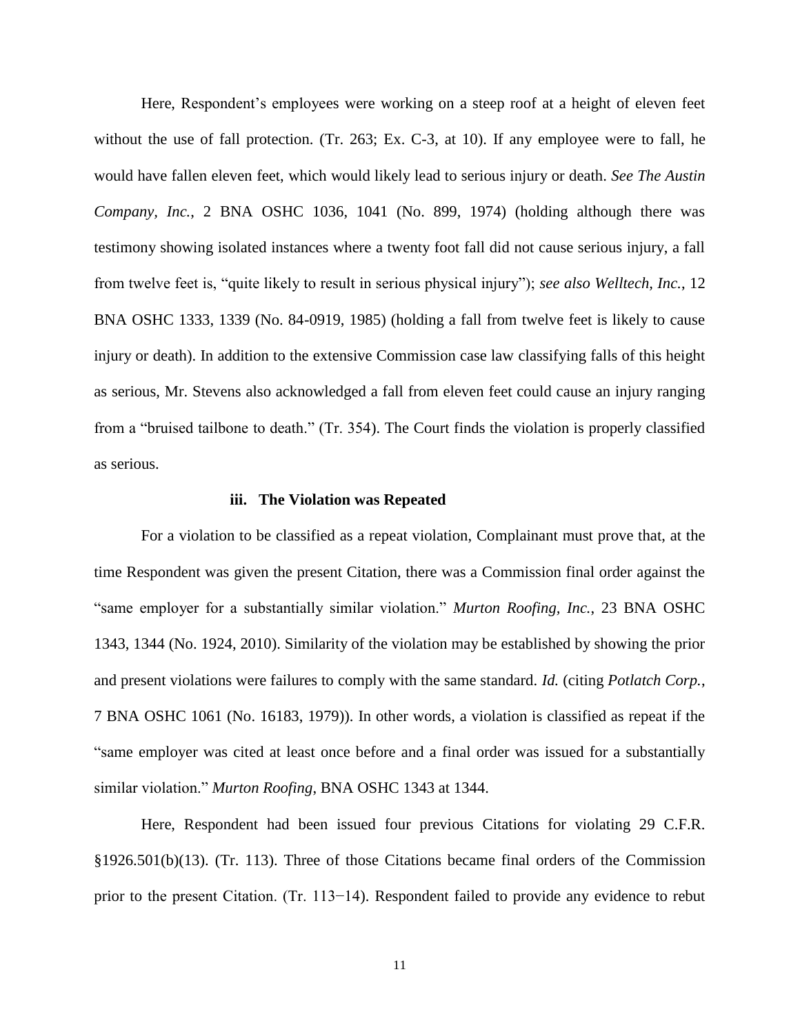Here, Respondent's employees were working on a steep roof at a height of eleven feet without the use of fall protection. (Tr. 263; Ex. C-3, at 10). If any employee were to fall, he would have fallen eleven feet, which would likely lead to serious injury or death. *See The Austin Company, Inc.*, 2 BNA OSHC 1036, 1041 (No. 899, 1974) (holding although there was testimony showing isolated instances where a twenty foot fall did not cause serious injury, a fall from twelve feet is, "quite likely to result in serious physical injury"); *see also Welltech, Inc.*, 12 BNA OSHC 1333, 1339 (No. 84-0919, 1985) (holding a fall from twelve feet is likely to cause injury or death). In addition to the extensive Commission case law classifying falls of this height as serious, Mr. Stevens also acknowledged a fall from eleven feet could cause an injury ranging from a "bruised tailbone to death." (Tr. 354). The Court finds the violation is properly classified as serious.

### iii. The Violation was Repeated

For a violation to be classified as a repeat violation, Complainant must prove that, at the time Respondent was given the present Citation, there was a Commission final order against the "same employer for a substantially similar violation." *Murton Roofing, Inc.*, 23 BNA OSHC 1343, 1344 (No. 1924, 2010). Similarity of the violation may be established by showing the prior and present violations were failures to comply with the same standard. *Id.* (citing *Potlatch Corp.*, 7 BNA OSHC 1061 (No. 16183, 1979)). In other words, a violation is classified as repeat if the "same employer was cited at least once before and a final order was issued for a substantially similar violation." *Murton Roofing*, BNA OSHC 1343 at 1344.

Here, Respondent had been issued four previous Citations for violating 29 C.F.R. §1926.501(b)(13). (Tr. 113). Three of those Citations became final orders of the Commission prior to the present Citation. (Tr. 113−14). Respondent failed to provide any evidence to rebut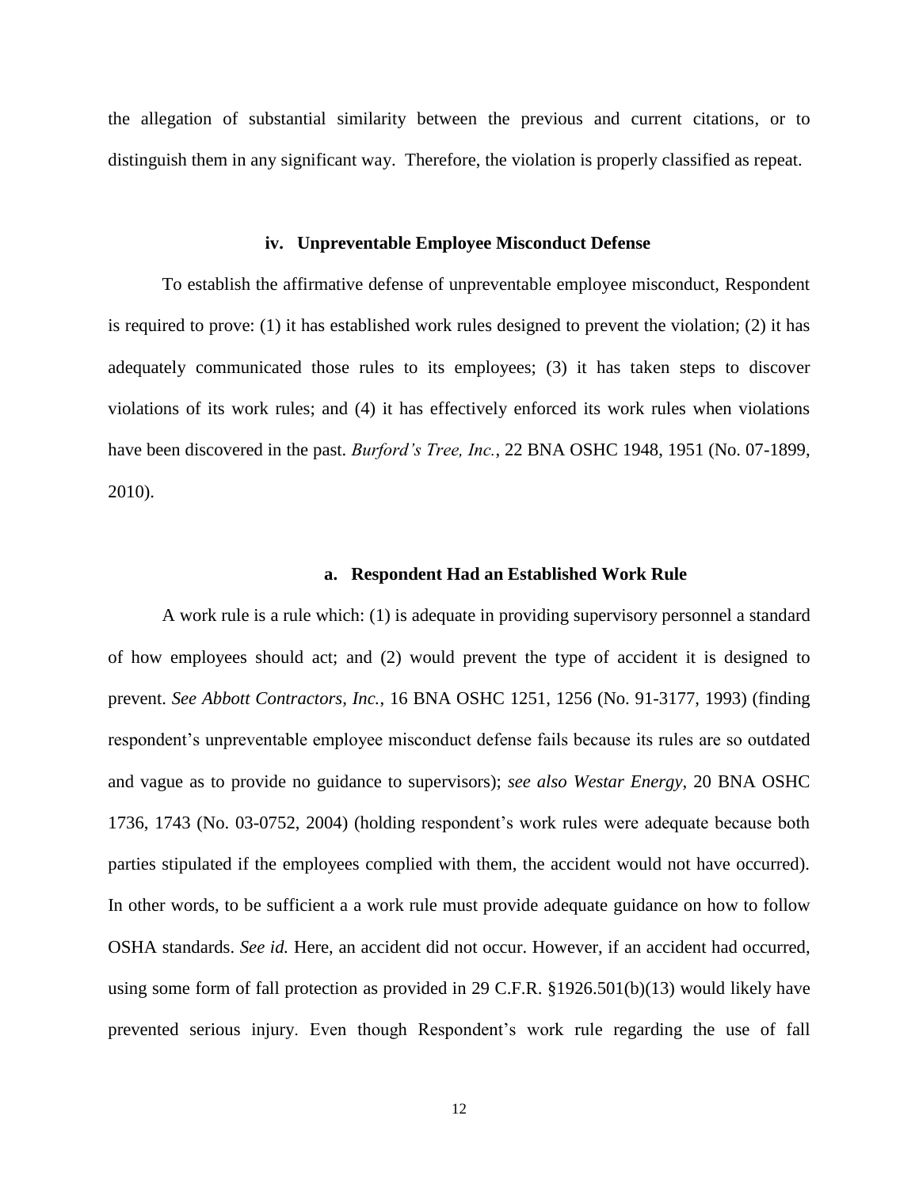the allegation of substantial similarity between the previous and current citations, or to distinguish them in any significant way. Therefore, the violation is properly classified as repeat.

### iv. Unpreventable Employee Misconduct Defense

To establish the affirmative defense of unpreventable employee misconduct, Respondent is required to prove: (1) it has established work rules designed to prevent the violation; (2) it has adequately communicated those rules to its employees; (3) it has taken steps to discover violations of its work rules; and (4) it has effectively enforced its work rules when violations have been discovered in the past. *Burford's Tree, Inc.*, 22 BNA OSHC 1948, 1951 (No. 07-1899, 2010).

#### a. Respondent Had an Established Work Rule

A work rule is a rule which: (1) is adequate in providing supervisory personnel a standard of how employees should act; and (2) would prevent the type of accident it is designed to prevent. *See Abbott Contractors, Inc.*, 16 BNA OSHC 1251, 1256 (No. 91-3177, 1993) (finding respondent's unpreventable employee misconduct defense fails because its rules are so outdated and vague as to provide no guidance to supervisors); *see also Westar Energy*, 20 BNA OSHC 1736, 1743 (No. 03-0752, 2004) (holding respondent's work rules were adequate because both parties stipulated if the employees complied with them, the accident would not have occurred). In other words, to be sufficient a a work rule must provide adequate guidance on how to follow OSHA standards. *See id.* Here, an accident did not occur. However, if an accident had occurred, using some form of fall protection as provided in 29 C.F.R. §1926.501(b)(13) would likely have prevented serious injury. Even though Respondent's work rule regarding the use of fall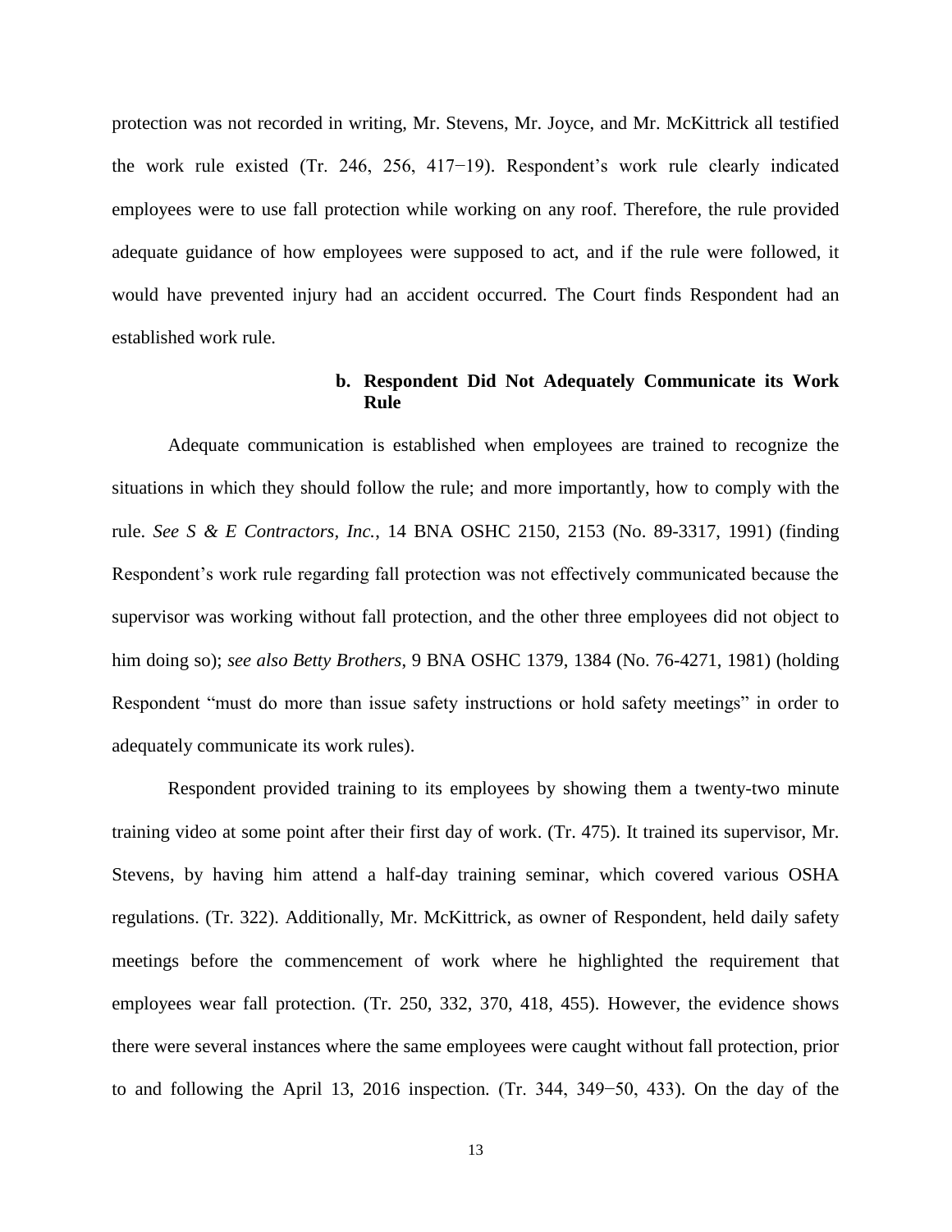protection was not recorded in writing, Mr. Stevens, Mr. Joyce, and Mr. McKittrick all testified the work rule existed (Tr. 246, 256, 417−19). Respondent's work rule clearly indicated employees were to use fall protection while working on any roof. Therefore, the rule provided adequate guidance of how employees were supposed to act, and if the rule were followed, it would have prevented injury had an accident occurred. The Court finds Respondent had an established work rule.

**b. Respondent Did Not Adequately Communicate its Work Rule**

Adequate communication is established when employees are trained to recognize the situations in which they should follow the rule; and more importantly, how to comply with the rule. *See S & E Contractors, Inc.*, 14 BNA OSHC 2150, 2153 (No. 89-3317, 1991) (finding Respondent's work rule regarding fall protection was not effectively communicated because the supervisor was working without fall protection, and the other three employees did not object to him doing so); *see also Betty Brothers*, 9 BNA OSHC 1379, 1384 (No. 76-4271, 1981) (holding Respondent "must do more than issue safety instructions or hold safety meetings" in order to adequately communicate its work rules).

Respondent provided training to its employees by showing them a twenty-two minute training video at some point after their first day of work. (Tr. 475). It trained its supervisor, Mr. Stevens, by having him attend a half-day training seminar, which covered various OSHA regulations. (Tr. 322). Additionally, Mr. McKittrick, as owner of Respondent, held daily safety meetings before the commencement of work where he highlighted the requirement that employees wear fall protection. (Tr. 250, 332, 370, 418, 455). However, the evidence shows there were several instances where the same employees were caught without fall protection, prior to and following the April 13, 2016 inspection. (Tr. 344, 349−50, 433). On the day of the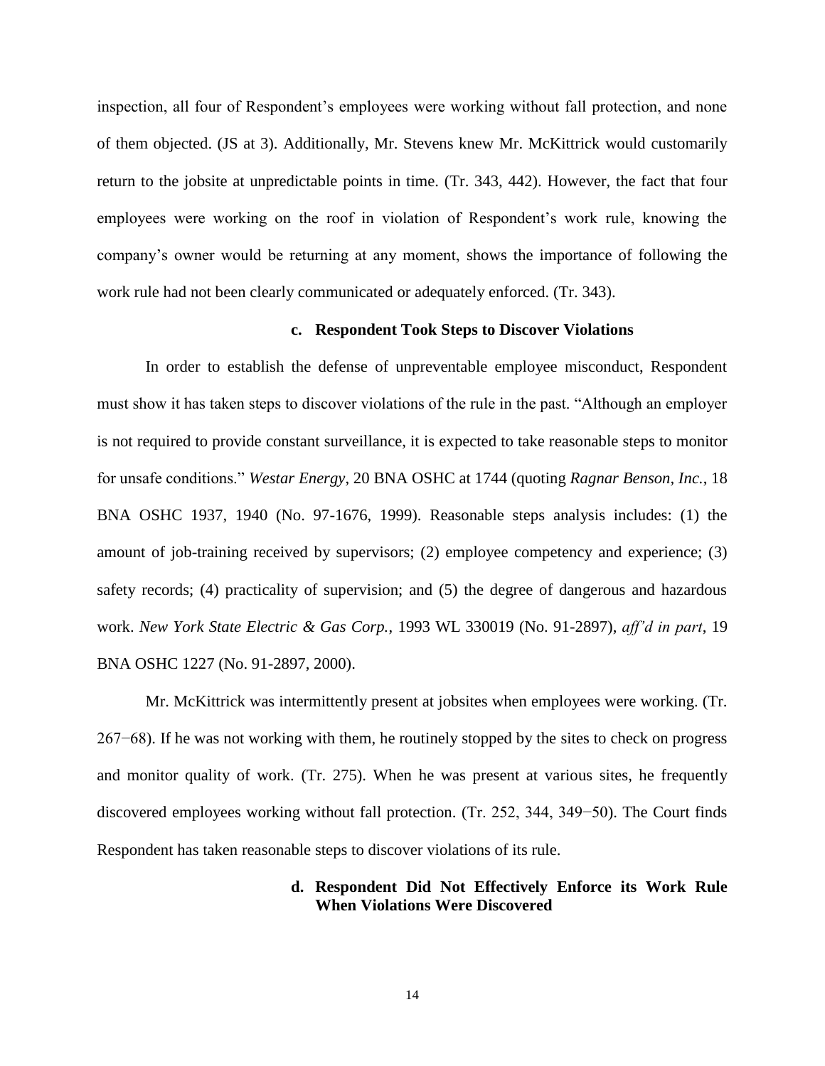inspection, all four of Respondent's employees were working without fall protection, and none of them objected. (JS at 3). Additionally, Mr. Stevens knew Mr. McKittrick would customarily return to the jobsite at unpredictable points in time. (Tr. 343, 442). However, the fact that four employees were working on the roof in violation of Respondent's work rule, knowing the company's owner would be returning at any moment, shows the importance of following the work rule had not been clearly communicated or adequately enforced. (Tr. 343).

**c. Respondent Took Steps to Discover Violations**

In order to establish the defense of unpreventable employee misconduct, Respondent must show it has taken steps to discover violations of the rule in the past. "Although an employer is not required to provide constant surveillance, it is expected to take reasonable steps to monitor for unsafe conditions." *Westar Energy*, 20 BNA OSHC at 1744 (quoting *Ragnar Benson, Inc.*, 18 BNA OSHC 1937, 1940 (No. 97-1676, 1999). Reasonable steps analysis includes: (1) the amount of job-training received by supervisors; (2) employee competency and experience; (3) safety records; (4) practicality of supervision; and (5) the degree of dangerous and hazardous work. *New York State Electric & Gas Corp.*, 1993 WL 330019 (No. 91-2897), *aff'd in part*, 19 BNA OSHC 1227 (No. 91-2897, 2000).

Mr. McKittrick was intermittently present at jobsites when employees were working. (Tr. 267−68). If he was not working with them, he routinely stopped by the sites to check on progress and monitor quality of work. (Tr. 275). When he was present at various sites, he frequently discovered employees working without fall protection. (Tr. 252, 344, 349−50). The Court finds Respondent has taken reasonable steps to discover violations of its rule.

**d. Respondent Did Not Effectively Enforce its Work Rule When Violations Were Discovered**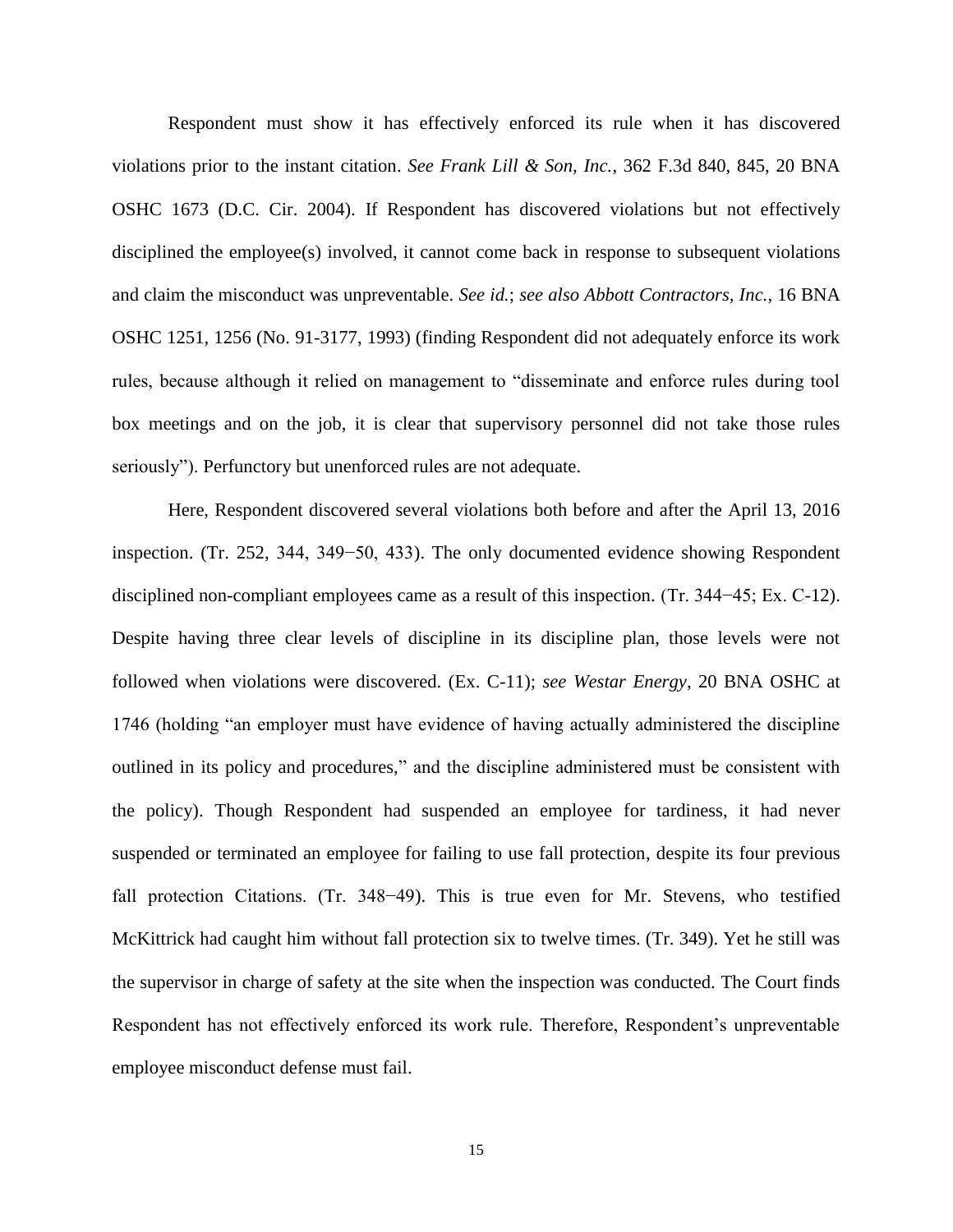Respondent must show it has effectively enforced its rule when it has discovered violations prior to the instant citation. *See Frank Lill & Son, Inc.*, 362 F.3d 840, 845, 20 BNA OSHC 1673 (D.C. Cir. 2004). If Respondent has discovered violations but not effectively disciplined the employee(s) involved, it cannot come back in response to subsequent violations and claim the misconduct was unpreventable. *See id.*; *see also Abbott Contractors, Inc.*, 16 BNA OSHC 1251, 1256 (No. 91-3177, 1993) (finding Respondent did not adequately enforce its work rules, because although it relied on management to "disseminate and enforce rules during tool box meetings and on the job, it is clear that supervisory personnel did not take those rules seriously"). Perfunctory but unenforced rules are not adequate.

Here, Respondent discovered several violations both before and after the April 13, 2016 inspection. (Tr. 252, 344, 349−50, 433). The only documented evidence showing Respondent disciplined non-compliant employees came as a result of this inspection. (Tr. 344−45; Ex. C-12). Despite having three clear levels of discipline in its discipline plan, those levels were not followed when violations were discovered. (Ex. C-11); *see Westar Energy*, 20 BNA OSHC at 1746 (holding "an employer must have evidence of having actually administered the discipline outlined in its policy and procedures," and the discipline administered must be consistent with the policy). Though Respondent had suspended an employee for tardiness, it had never suspended or terminated an employee for failing to use fall protection, despite its four previous fall protection Citations. (Tr. 348−49). This is true even for Mr. Stevens, who testified McKittrick had caught him without fall protection six to twelve times. (Tr. 349). Yet he still was the supervisor in charge of safety at the site when the inspection was conducted. The Court finds Respondent has not effectively enforced its work rule. Therefore, Respondent's unpreventable employee misconduct defense must fail.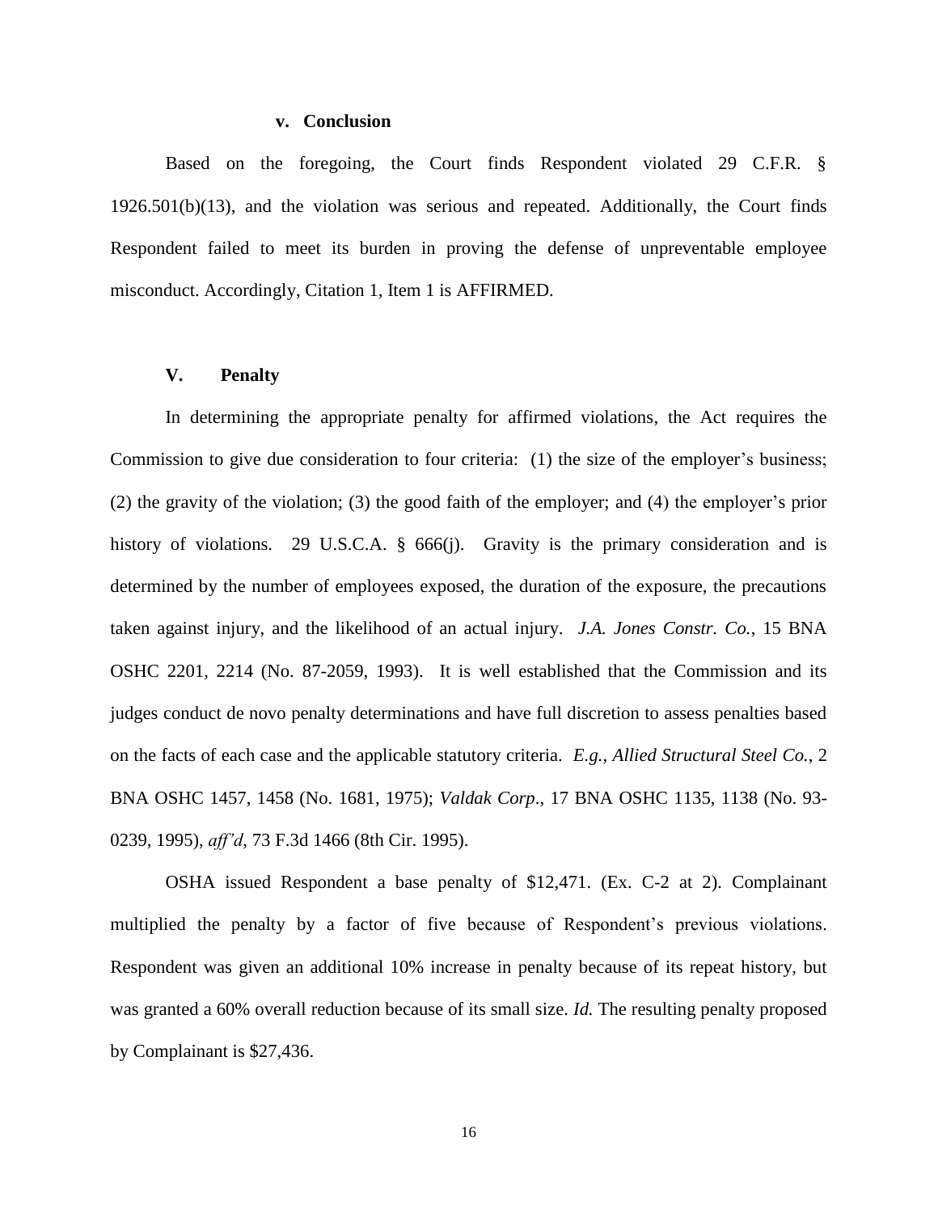#### v. Conclusion

Based on the foregoing, the Court finds Respondent violated 29 C.F.R. § 1926.501(b)(13), and the violation was serious and repeated. Additionally, the Court finds Respondent failed to meet its burden in proving the defense of unpreventable employee misconduct. Accordingly, Citation 1, Item 1 is AFFIRMED.

## V. Penalty

In determining the appropriate penalty for affirmed violations, the Act requires the Commission to give due consideration to four criteria: (1) the size of the employer's business; (2) the gravity of the violation; (3) the good faith of the employer; and (4) the employer's prior history of violations. 29 U.S.C.A. § 666(j). Gravity is the primary consideration and is determined by the number of employees exposed, the duration of the exposure, the precautions taken against injury, and the likelihood of an actual injury. *J.A. Jones Constr. Co.*, 15 BNA OSHC 2201, 2214 (No. 87-2059, 1993). It is well established that the Commission and its judges conduct de novo penalty determinations and have full discretion to assess penalties based on the facts of each case and the applicable statutory criteria. *E.g.*, *Allied Structural Steel Co.*, 2 BNA OSHC 1457, 1458 (No. 1681, 1975); *Valdak Corp*., 17 BNA OSHC 1135, 1138 (No. 93-0239, 1995), *aff'd*, 73 F.3d 1466 (8th Cir. 1995).

OSHA issued Respondent a base penalty of $12,471. (Ex. C-2 at 2). Complainant multiplied the penalty by a factor of five because of Respondent's previous violations. Respondent was given an additional 10% increase in penalty because of its repeat history, but was granted a 60% overall reduction because of its small size. *Id.* The resulting penalty proposed by Complainant is $27,436.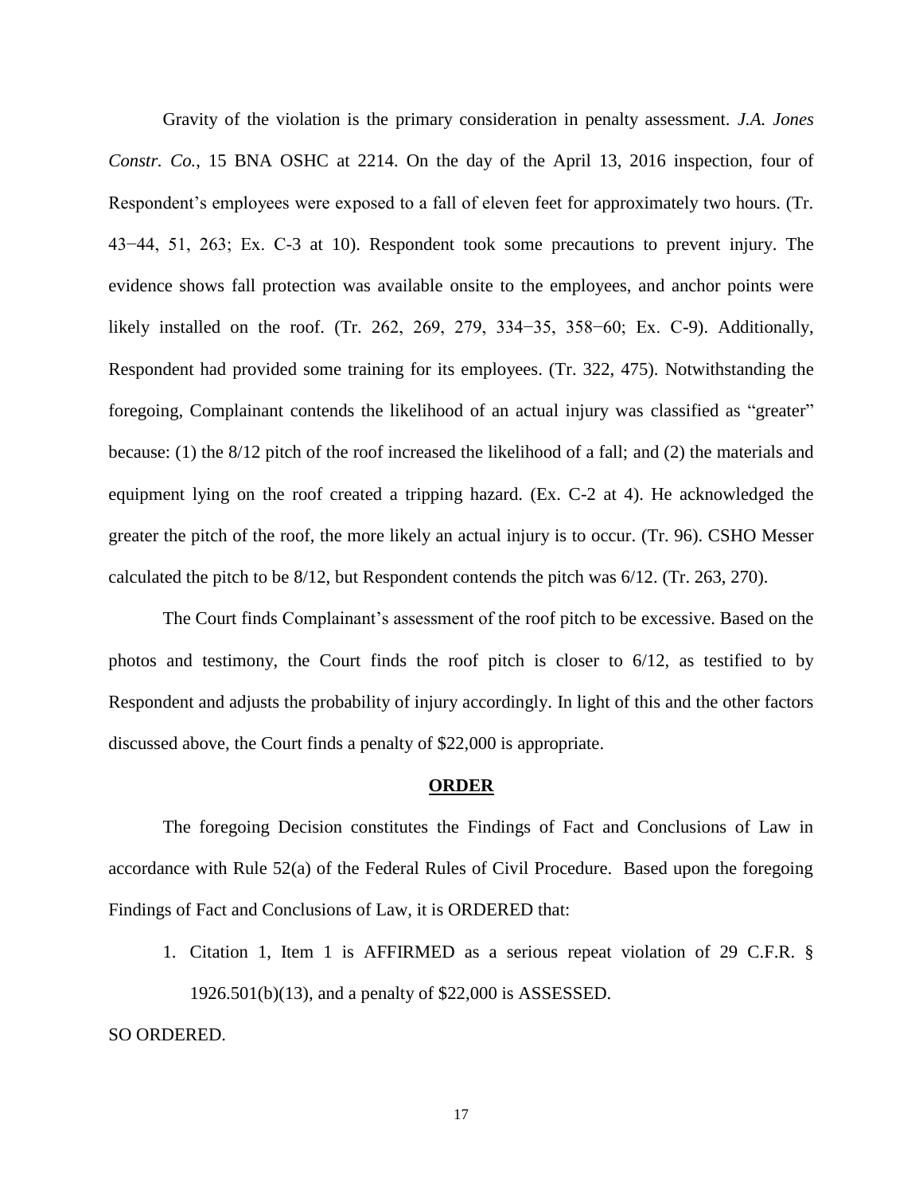Gravity of the violation is the primary consideration in penalty assessment. *J.A. Jones Constr. Co.*, 15 BNA OSHC at 2214. On the day of the April 13, 2016 inspection, four of Respondent's employees were exposed to a fall of eleven feet for approximately two hours. (Tr. 43−44, 51, 263; Ex. C-3 at 10). Respondent took some precautions to prevent injury. The evidence shows fall protection was available onsite to the employees, and anchor points were likely installed on the roof. (Tr. 262, 269, 279, 334−35, 358−60; Ex. C-9). Additionally, Respondent had provided some training for its employees. (Tr. 322, 475). Notwithstanding the foregoing, Complainant contends the likelihood of an actual injury was classified as "greater" because: (1) the 8/12 pitch of the roof increased the likelihood of a fall; and (2) the materials and equipment lying on the roof created a tripping hazard. (Ex. C-2 at 4). He acknowledged the greater the pitch of the roof, the more likely an actual injury is to occur. (Tr. 96). CSHO Messer calculated the pitch to be 8/12, but Respondent contends the pitch was 6/12. (Tr. 263, 270).

The Court finds Complainant's assessment of the roof pitch to be excessive. Based on the photos and testimony, the Court finds the roof pitch is closer to 6/12, as testified to by Respondent and adjusts the probability of injury accordingly. In light of this and the other factors discussed above, the Court finds a penalty of $22,000 is appropriate.

## ORDER

The foregoing Decision constitutes the Findings of Fact and Conclusions of Law in accordance with Rule 52(a) of the Federal Rules of Civil Procedure. Based upon the foregoing Findings of Fact and Conclusions of Law, it is ORDERED that:

1. Citation 1, Item 1 is AFFIRMED as a serious repeat violation of 29 C.F.R. § 1926.501(b)(13), and a penalty of $22,000 is ASSESSED.

SO ORDERED.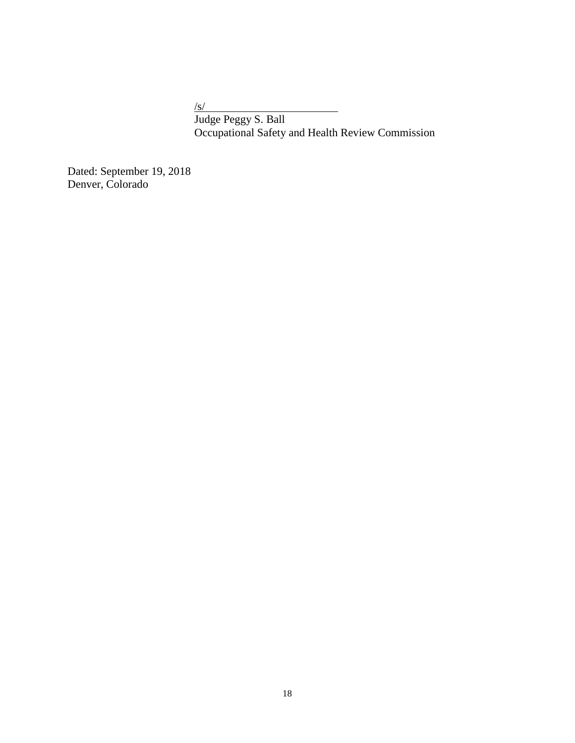/s/

Judge Peggy S. Ball
Occupational Safety and Health Review Commission

Dated: September 19, 2018
Denver, Colorado